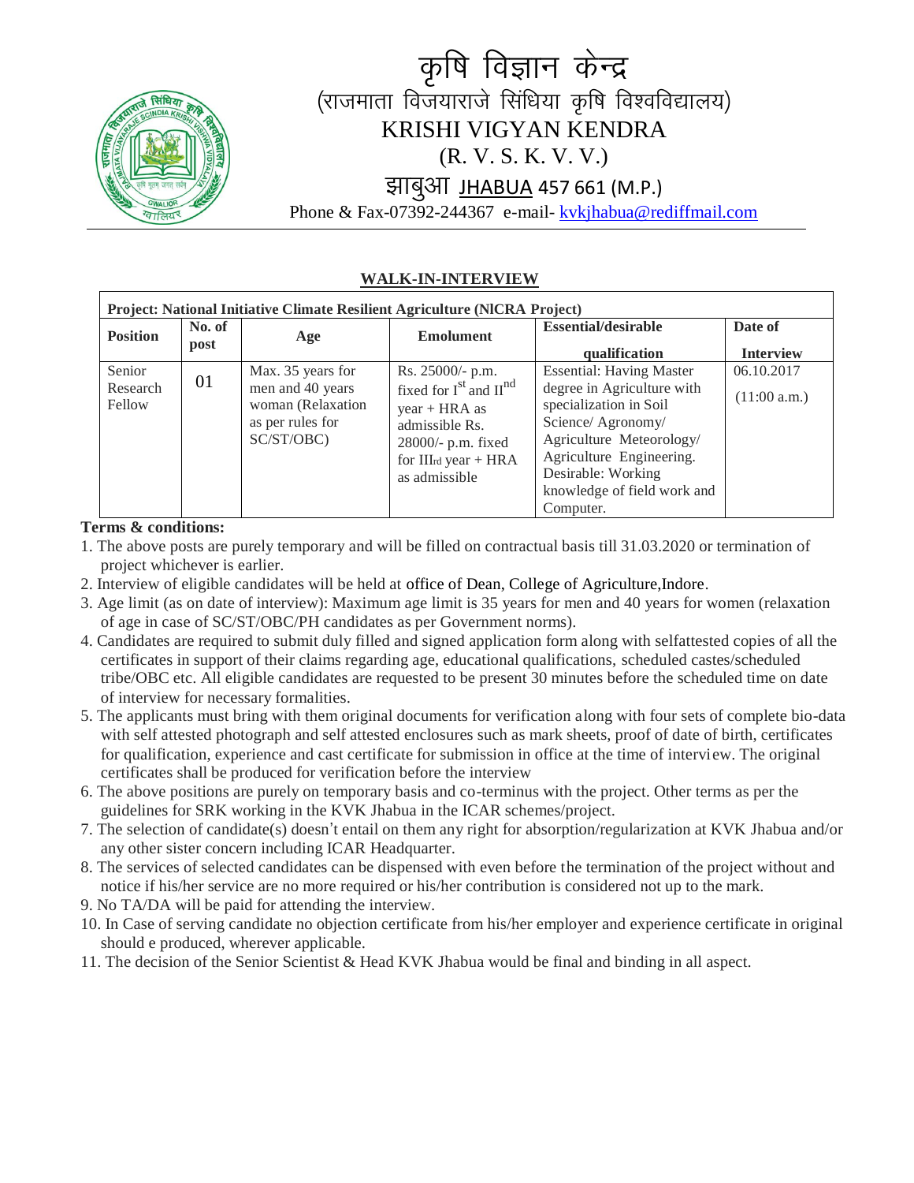# कृषि विज्ञान केन्द्र

(राजमाता विजयाराजे सिंधिया कृषि विश्वविद्यालय)

KRISHI VIGYAN KENDRA

(R. V. S. K. V. V.)

झाबुआ JHABUA 457 661 (M.P.)

Phone & Fax-07392-244367 e-mail- kvkjhabua@rediffmail.com

---

## WALK-IN-INTERVIEW

**Project: National Initiative Climate Resilient Agriculture (NICRA Project)**

| Position | No. of post | Age | Emolument | Essential/desirable qualification | Date of Interview |
|---|---|---|---|---|---|
| Senior Research Fellow | 01 | Max. 35 years for men and 40 years woman (Relaxation as per rules for SC/ST/OBC) | Rs. 25000/- p.m. fixed for I[st] and II[nd] year + HRA as admissible Rs. 28000/- p.m. fixed for III[rd] year + HRA as admissible | Essential: Having Master degree in Agriculture with specialization in Soil Science/ Agronomy/ Agriculture Meteorology/ Agriculture Engineering. Desirable: Working knowledge of field work and Computer. | 06.10.2017 (11:00 a.m.) |

**Terms & conditions:**

1. The above posts are purely temporary and will be filled on contractual basis till 31.03.2020 or termination of project whichever is earlier.
2. Interview of eligible candidates will be held at office of Dean, College of Agriculture,Indore.
3. Age limit (as on date of interview): Maximum age limit is 35 years for men and 40 years for women (relaxation of age in case of SC/ST/OBC/PH candidates as per Government norms).
4. Candidates are required to submit duly filled and signed application form along with selfattested copies of all the certificates in support of their claims regarding age, educational qualifications, scheduled castes/scheduled tribe/OBC etc. All eligible candidates are requested to be present 30 minutes before the scheduled time on date of interview for necessary formalities.
5. The applicants must bring with them original documents for verification along with four sets of complete bio-data with self attested photograph and self attested enclosures such as mark sheets, proof of date of birth, certificates for qualification, experience and cast certificate for submission in office at the time of interview. The original certificates shall be produced for verification before the interview
6. The above positions are purely on temporary basis and co-terminus with the project. Other terms as per the guidelines for SRK working in the KVK Jhabua in the ICAR schemes/project.
7. The selection of candidate(s) doesn't entail on them any right for absorption/regularization at KVK Jhabua and/or any other sister concern including ICAR Headquarter.
8. The services of selected candidates can be dispensed with even before the termination of the project without and notice if his/her service are no more required or his/her contribution is considered not up to the mark.
9. No TA/DA will be paid for attending the interview.
10. In Case of serving candidate no objection certificate from his/her employer and experience certificate in original should e produced, wherever applicable.
11. The decision of the Senior Scientist & Head KVK Jhabua would be final and binding in all aspect.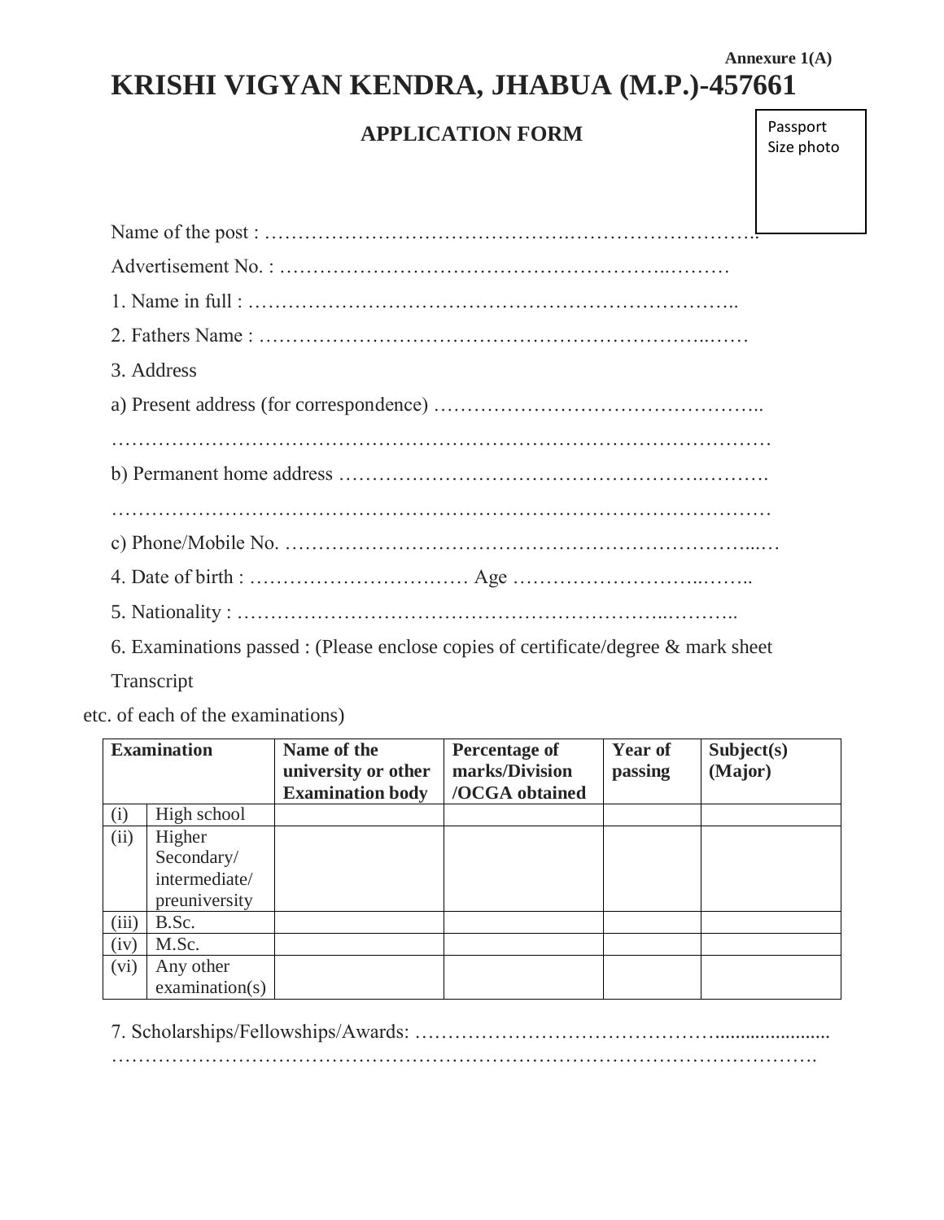Annexure 1(A)

# KRISHI VIGYAN KENDRA, JHABUA (M.P.)-457661

## APPLICATION FORM

Passport Size photo

Name of the post : ……………………………………………………………………

Advertisement No. : …………………………………………………………

1. Name in full : …………………………………………………………………..

2. Fathers Name : …………………………………………………………………

3. Address

a) Present address (for correspondence) ………………………………………..

………………………………………………………………………………………

b) Permanent home address …………………………………………………….

………………………………………………………………………………………

c) Phone/Mobile No. ……………………………………………………………….

4. Date of birth : …………………………… Age ………………………………..

5. Nationality : ………………………………………………………………..

6. Examinations passed : (Please enclose copies of certificate/degree & mark sheet Transcript etc. of each of the examinations)

| Examination | | Name of the university or other Examination body | Percentage of marks/Division /OCGA obtained | Year of passing | Subject(s) (Major) |
|---|---|---|---|---|---|
| (i) | High school | | | | |
| (ii) | Higher Secondary/ intermediate/ preuniversity | | | | |
| (iii) | B.Sc. | | | | |
| (iv) | M.Sc. | | | | |
| (vi) | Any other examination(s) | | | | |

7. Scholarships/Fellowships/Awards: ……………………………………........................
……………………………………………………………………………………………….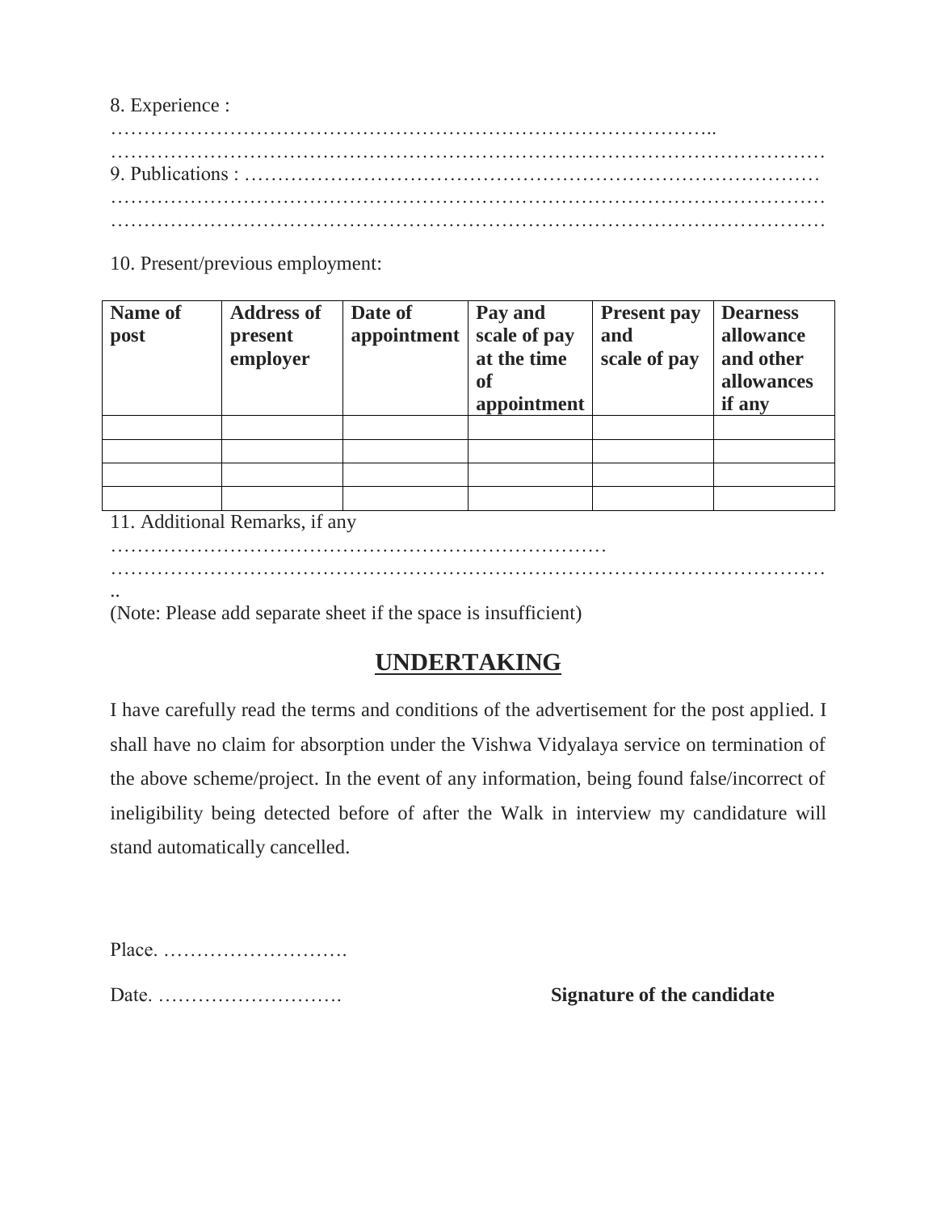8. Experience : ……………………………………………………………………………….. …………………………………………………………………………………………………

9. Publications : ………………………………………………………………………… ………………………………………………………………………………………………… …………………………………………………………………………………………………

10. Present/previous employment:

| **Name of post** | **Address of present employer** | **Date of appointment** | **Pay and scale of pay at the time of appointment** | **Present pay and scale of pay** | **Dearness allowance and other allowances if any** |
|---|---|---|---|---|---|
| | | | | | |
| | | | | | |
| | | | | | |
| | | | | | |

11. Additional Remarks, if any ………………………………………………………………… …………………………………………………………………………………………………..

(Note: Please add separate sheet if the space is insufficient)

## UNDERTAKING

I have carefully read the terms and conditions of the advertisement for the post applied. I shall have no claim for absorption under the Vishwa Vidyalaya service on termination of the above scheme/project. In the event of any information, being found false/incorrect of ineligibility being detected before of after the Walk in interview my candidature will stand automatically cancelled.

Place. ……………………….

Date. ……………………….

**Signature of the candidate**